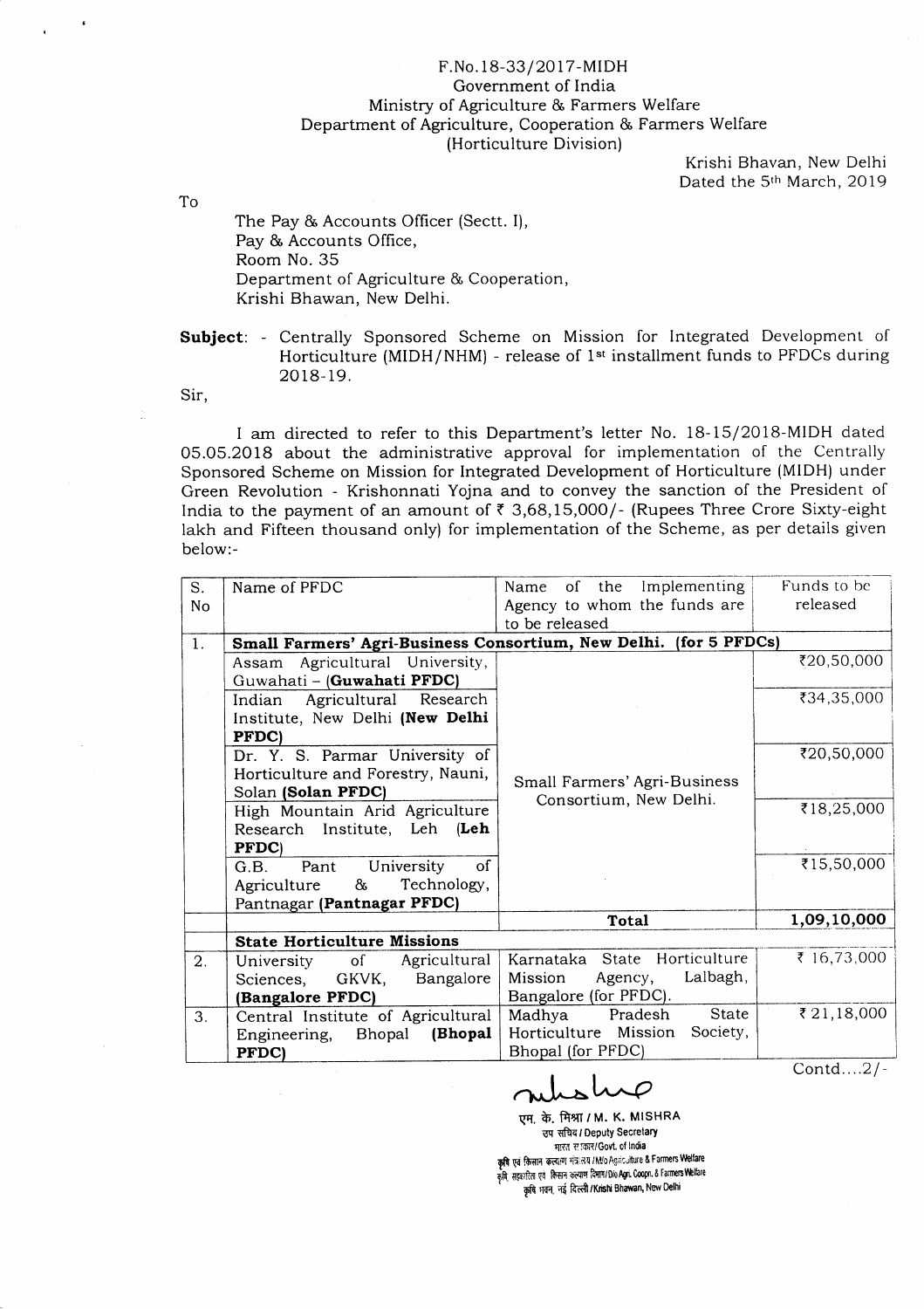F.No.18-33/2017-MIDH
Government of India
Ministry of Agriculture & Farmers Welfare
Department of Agriculture, Cooperation & Farmers Welfare
(Horticulture Division)

Krishi Bhavan, New Delhi
Dated the 5th March, 2019

To

The Pay & Accounts Officer (Sectt. I),
Pay & Accounts Office,
Room No. 35
Department of Agriculture & Cooperation,
Krishi Bhawan, New Delhi.

**Subject**: - Centrally Sponsored Scheme on Mission for Integrated Development of Horticulture (MIDH/NHM) - release of 1st installment funds to PFDCs during 2018-19.

Sir,

I am directed to refer to this Department's letter No. 18-15/2018-MIDH dated 05.05.2018 about the administrative approval for implementation of the Centrally Sponsored Scheme on Mission for Integrated Development of Horticulture (MIDH) under Green Revolution - Krishonnati Yojna and to convey the sanction of the President of India to the payment of an amount of ₹ 3,68,15,000/- (Rupees Three Crore Sixty-eight lakh and Fifteen thousand only) for implementation of the Scheme, as per details given below:-

| S. No | Name of PFDC | Name of the Implementing Agency to whom the funds are to be released | Funds to be released |
|---|---|---|---|
| 1. | **Small Farmers' Agri-Business Consortium, New Delhi. (for 5 PFDCs)** | | |
| | Assam Agricultural University, Guwahati – (**Guwahati PFDC**) | Small Farmers' Agri-Business Consortium, New Delhi. | ₹20,50,000 |
| | Indian Agricultural Research Institute, New Delhi (**New Delhi PFDC**) | | ₹34,35,000 |
| | Dr. Y. S. Parmar University of Horticulture and Forestry, Nauni, Solan (**Solan PFDC**) | | ₹20,50,000 |
| | High Mountain Arid Agriculture Research Institute, Leh (**Leh PFDC**) | | ₹18,25,000 |
| | G.B. Pant University of Agriculture & Technology, Pantnagar (**Pantnagar PFDC**) | | ₹15,50,000 |
| | | **Total** | **1,09,10,000** |
| | **State Horticulture Missions** | | |
| 2. | University of Agricultural Sciences, GKVK, Bangalore (**Bangalore PFDC**) | Karnataka State Horticulture Mission Agency, Lalbagh, Bangalore (for PFDC). | ₹ 16,73,000 |
| 3. | Central Institute of Agricultural Engineering, Bhopal (**Bhopal PFDC**) | Madhya Pradesh State Horticulture Mission Society, Bhopal (for PFDC) | ₹ 21,18,000 |

Contd....2/-

एम. के. मिश्रा / M. K. MISHRA
उप सचिव / Deputy Secretary
भारत सरकार/Govt. of India
कृषि एवं किसान कल्याण मंत्रालय / M/o Agriculture & Farmers Welfare
कृषि सहकारिता एवं किसान कल्याण विभाग / D/o Agri. Coopn. & Farmers Welfare
कृषि भवन, नई दिल्ली / Krishi Bhawan, New Delhi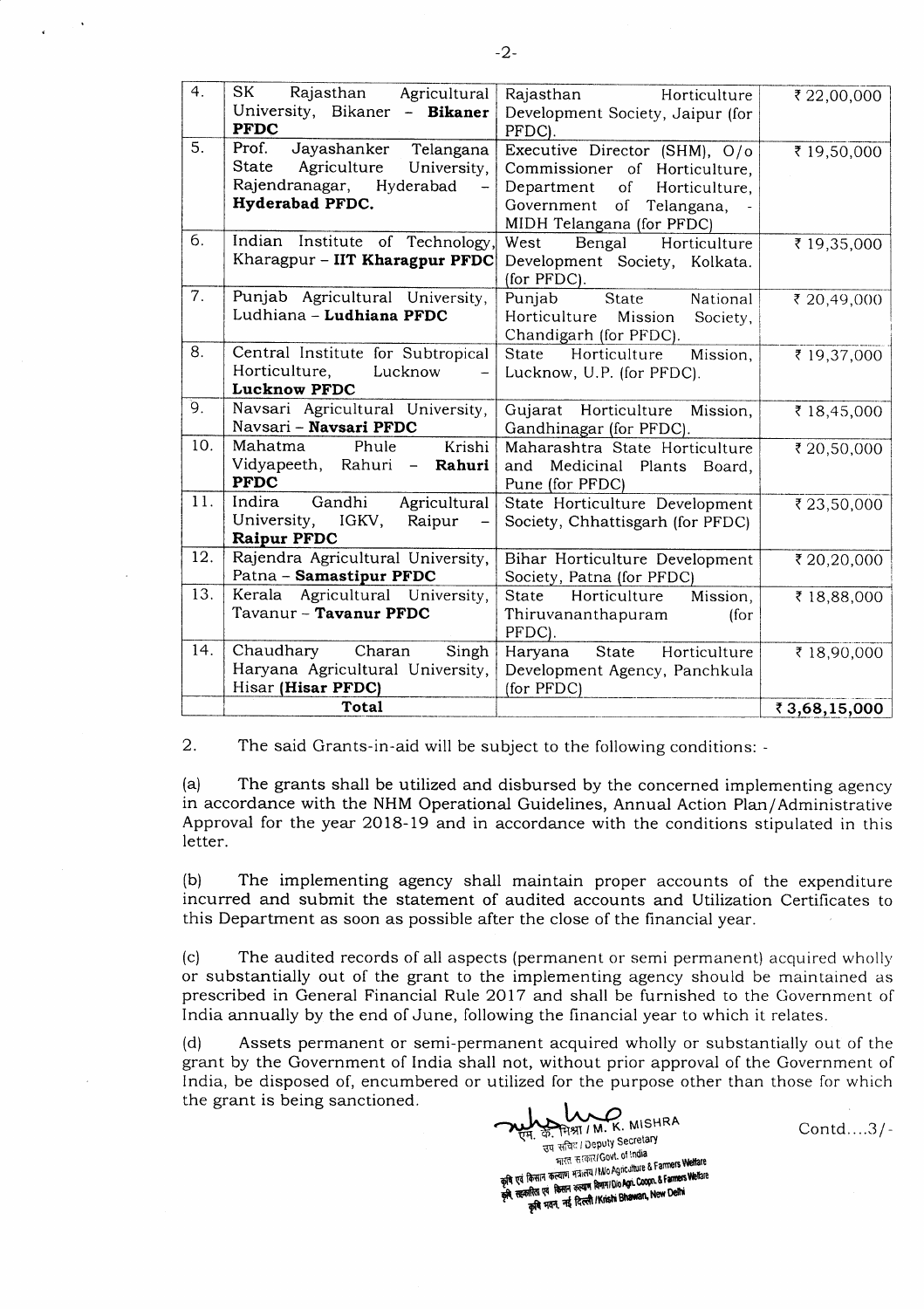| 4. | SK Rajasthan Agricultural University, Bikaner - **Bikaner PFDC** | Rajasthan Horticulture Development Society, Jaipur (for PFDC). | ₹ 22,00,000 |
|---|---|---|---|
| 5. | Prof. Jayashanker Telangana State Agriculture University, Rajendranagar, Hyderabad - **Hyderabad PFDC.** | Executive Director (SHM), O/o Commissioner of Horticulture, Department of Horticulture, Government of Telangana, - MIDH Telangana (for PFDC) | ₹ 19,50,000 |
| 6. | Indian Institute of Technology, Kharagpur – **IIT Kharagpur PFDC** | West Bengal Horticulture Development Society, Kolkata. (for PFDC). | ₹ 19,35,000 |
| 7. | Punjab Agricultural University, Ludhiana – **Ludhiana PFDC** | Punjab State National Horticulture Mission Society, Chandigarh (for PFDC). | ₹ 20,49,000 |
| 8. | Central Institute for Subtropical Horticulture, Lucknow - **Lucknow PFDC** | State Horticulture Mission, Lucknow, U.P. (for PFDC). | ₹ 19,37,000 |
| 9. | Navsari Agricultural University, Navsari – **Navsari PFDC** | Gujarat Horticulture Mission, Gandhinagar (for PFDC). | ₹ 18,45,000 |
| 10. | Mahatma Phule Krishi Vidyapeeth, Rahuri - **Rahuri PFDC** | Maharashtra State Horticulture and Medicinal Plants Board, Pune (for PFDC) | ₹ 20,50,000 |
| 11. | Indira Gandhi Agricultural University, IGKV, Raipur - **Raipur PFDC** | State Horticulture Development Society, Chhattisgarh (for PFDC) | ₹ 23,50,000 |
| 12. | Rajendra Agricultural University, Patna – **Samastipur PFDC** | Bihar Horticulture Development Society, Patna (for PFDC) | ₹ 20,20,000 |
| 13. | Kerala Agricultural University, Tavanur – **Tavanur PFDC** | State Horticulture Mission, Thiruvananthapuram (for PFDC). | ₹ 18,88,000 |
| 14. | Chaudhary Charan Singh Haryana Agricultural University, Hisar **(Hisar PFDC)** | Haryana State Horticulture Development Agency, Panchkula (for PFDC) | ₹ 18,90,000 |
| | **Total** | | **₹ 3,68,15,000** |

2. The said Grants-in-aid will be subject to the following conditions: -

(a) The grants shall be utilized and disbursed by the concerned implementing agency in accordance with the NHM Operational Guidelines, Annual Action Plan/Administrative Approval for the year 2018-19 and in accordance with the conditions stipulated in this letter.

(b) The implementing agency shall maintain proper accounts of the expenditure incurred and submit the statement of audited accounts and Utilization Certificates to this Department as soon as possible after the close of the financial year.

(c) The audited records of all aspects (permanent or semi permanent) acquired wholly or substantially out of the grant to the implementing agency should be maintained as prescribed in General Financial Rule 2017 and shall be furnished to the Government of India annually by the end of June, following the financial year to which it relates.

(d) Assets permanent or semi-permanent acquired wholly or substantially out of the grant by the Government of India shall not, without prior approval of the Government of India, be disposed of, encumbered or utilized for the purpose other than those for which the grant is being sanctioned.

एम. के. मिश्रा / M. K. MISHRA
उप सचिव / Deputy Secretary
भारत सरकार/Govt. of India
कृषि एवं किसान कल्याण मंत्रालय / M/o Agriculture & Farmers Welfare
कृषि सहकारिता एवं किसान कल्याण विभाग/D/o Agri. Coopn. & Farmers Welfare
कृषि भवन, नई दिल्ली / Krishi Bhawan, New Delhi

Contd....3/-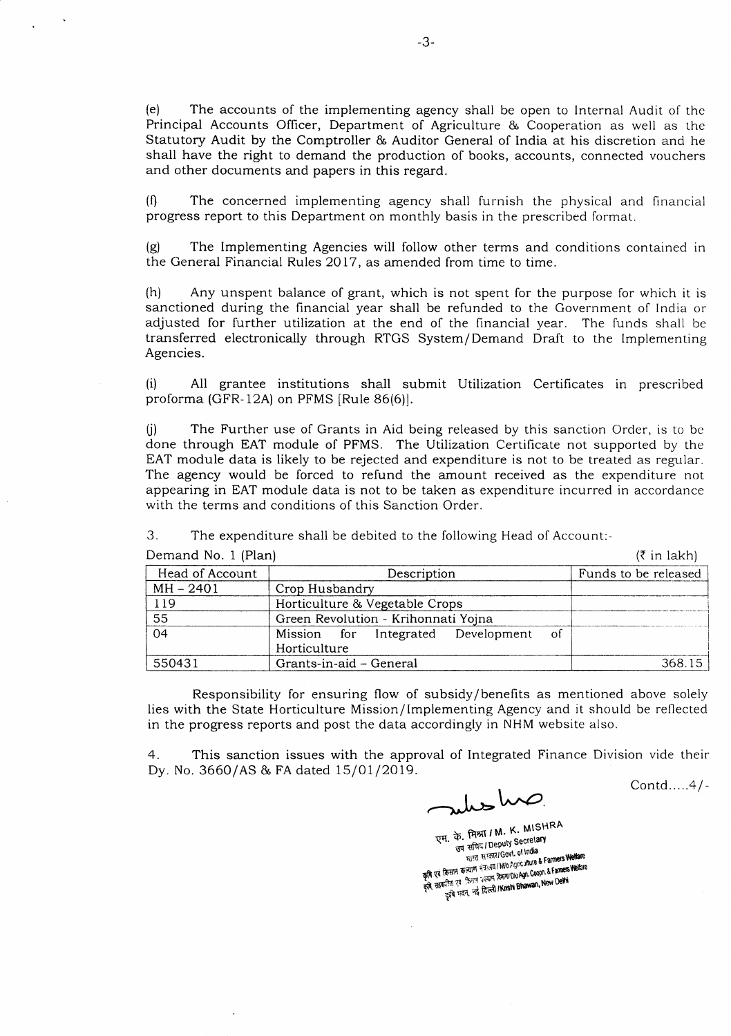(e) The accounts of the implementing agency shall be open to Internal Audit of the Principal Accounts Officer, Department of Agriculture & Cooperation as well as the Statutory Audit by the Comptroller & Auditor General of India at his discretion and he shall have the right to demand the production of books, accounts, connected vouchers and other documents and papers in this regard.

(f) The concerned implementing agency shall furnish the physical and financial progress report to this Department on monthly basis in the prescribed format.

(g) The Implementing Agencies will follow other terms and conditions contained in the General Financial Rules 2017, as amended from time to time.

(h) Any unspent balance of grant, which is not spent for the purpose for which it is sanctioned during the financial year shall be refunded to the Government of India or adjusted for further utilization at the end of the financial year. The funds shall be transferred electronically through RTGS System/Demand Draft to the Implementing Agencies.

(i) All grantee institutions shall submit Utilization Certificates in prescribed proforma (GFR-12A) on PFMS [Rule 86(6)].

(j) The Further use of Grants in Aid being released by this sanction Order, is to be done through EAT module of PFMS. The Utilization Certificate not supported by the EAT module data is likely to be rejected and expenditure is not to be treated as regular. The agency would be forced to refund the amount received as the expenditure not appearing in EAT module data is not to be taken as expenditure incurred in accordance with the terms and conditions of this Sanction Order.

3. The expenditure shall be debited to the following Head of Account:-

Demand No. 1 (Plan) (₹ in lakh)

| Head of Account | Description | Funds to be released |
|---|---|---|
| MH – 2401 | Crop Husbandry | |
| 119 | Horticulture & Vegetable Crops | |
| 55 | Green Revolution - Krihonnati Yojna | |
| 04 | Mission for Integrated Development of Horticulture | |
| 550431 | Grants-in-aid – General | 368.15 |

Responsibility for ensuring flow of subsidy/benefits as mentioned above solely lies with the State Horticulture Mission/Implementing Agency and it should be reflected in the progress reports and post the data accordingly in NHM website also.

4. This sanction issues with the approval of Integrated Finance Division vide their Dy. No. 3660/AS & FA dated 15/01/2019.

Contd.....4/-

एम. के. मिश्रा / M. K. MISHRA
उप सचिव / Deputy Secretary
भारत सरकार / Govt. of India
कृषि एवं किसान कल्याण मंत्रालय / M/o Agriculture & Farmers Welfare
कृषि सहकारिता एवं किसान कल्याण विभाग / D/o Agri. Coopn. & Farmers Welfare
कृषि भवन, नई दिल्ली / Krishi Bhawan, New Delhi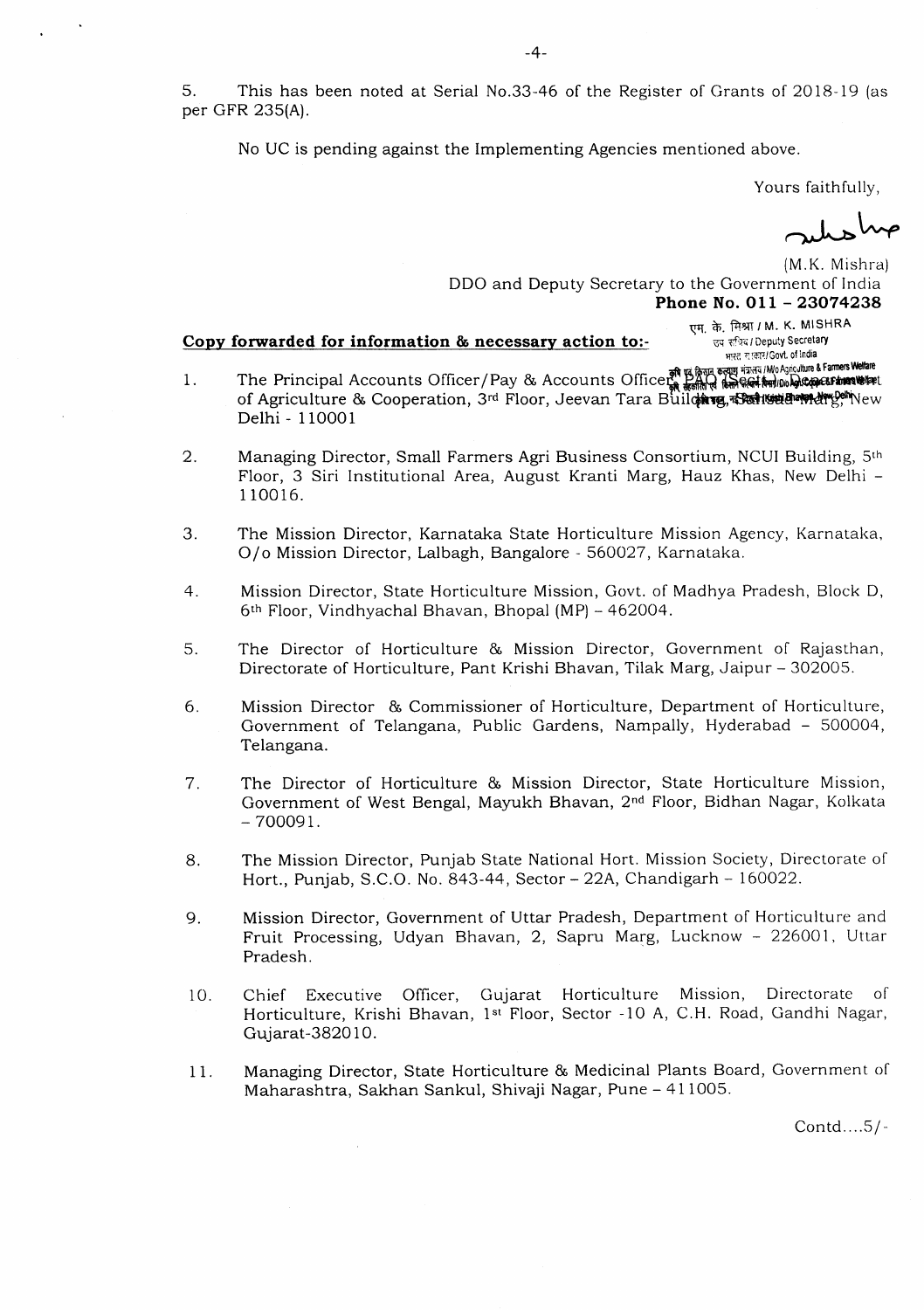5. This has been noted at Serial No.33-46 of the Register of Grants of 2018-19 (as per GFR 235(A).

No UC is pending against the Implementing Agencies mentioned above.

Yours faithfully,

(M.K. Mishra)
DDO and Deputy Secretary to the Government of India
**Phone No. 011 – 23074238**

एम. के. मिश्रा / M. K. MISHRA
उप सचिव / Deputy Secretary
भारत सरकार / Govt. of India

**Copy forwarded for information & necessary action to:-**

1. The Principal Accounts Officer/Pay & Accounts Officer, PAO (Sectt.), Department of Agriculture & Cooperation, 3rd Floor, Jeevan Tara Building, Sansad Marg, New Delhi - 110001

2. Managing Director, Small Farmers Agri Business Consortium, NCUI Building, 5th Floor, 3 Siri Institutional Area, August Kranti Marg, Hauz Khas, New Delhi – 110016.

3. The Mission Director, Karnataka State Horticulture Mission Agency, Karnataka, O/o Mission Director, Lalbagh, Bangalore - 560027, Karnataka.

4. Mission Director, State Horticulture Mission, Govt. of Madhya Pradesh, Block D, 6th Floor, Vindhyachal Bhavan, Bhopal (MP) – 462004.

5. The Director of Horticulture & Mission Director, Government of Rajasthan, Directorate of Horticulture, Pant Krishi Bhavan, Tilak Marg, Jaipur – 302005.

6. Mission Director & Commissioner of Horticulture, Department of Horticulture, Government of Telangana, Public Gardens, Nampally, Hyderabad – 500004, Telangana.

7. The Director of Horticulture & Mission Director, State Horticulture Mission, Government of West Bengal, Mayukh Bhavan, 2nd Floor, Bidhan Nagar, Kolkata – 700091.

8. The Mission Director, Punjab State National Hort. Mission Society, Directorate of Hort., Punjab, S.C.O. No. 843-44, Sector – 22A, Chandigarh – 160022.

9. Mission Director, Government of Uttar Pradesh, Department of Horticulture and Fruit Processing, Udyan Bhavan, 2, Sapru Marg, Lucknow – 226001, Uttar Pradesh.

10. Chief Executive Officer, Gujarat Horticulture Mission, Directorate of Horticulture, Krishi Bhavan, 1st Floor, Sector -10 A, C.H. Road, Gandhi Nagar, Gujarat-382010.

11. Managing Director, State Horticulture & Medicinal Plants Board, Government of Maharashtra, Sakhan Sankul, Shivaji Nagar, Pune – 411005.

Contd....5/-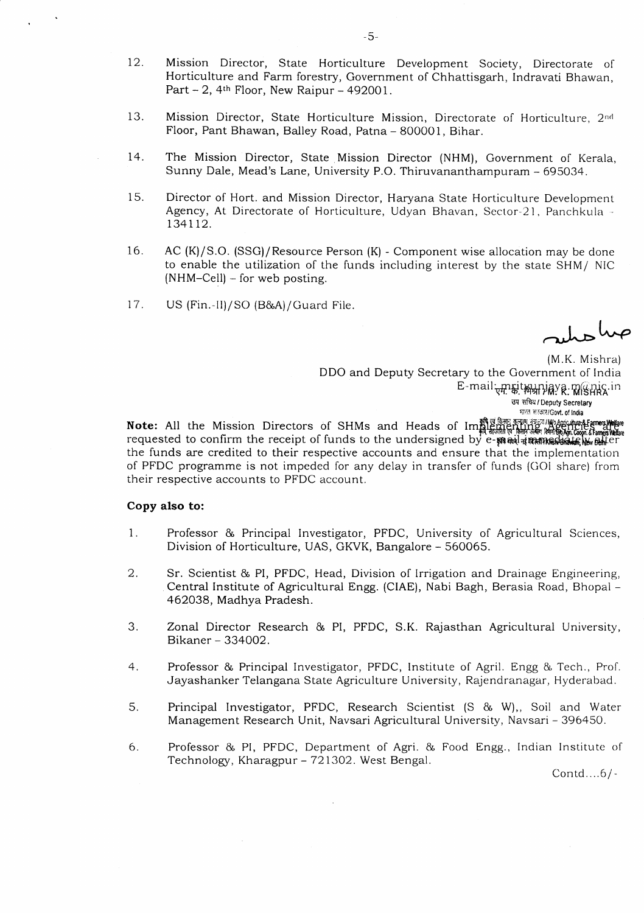12. Mission Director, State Horticulture Development Society, Directorate of Horticulture and Farm forestry, Government of Chhattisgarh, Indravati Bhawan, Part – 2, 4th Floor, New Raipur – 492001.

13. Mission Director, State Horticulture Mission, Directorate of Horticulture, 2nd Floor, Pant Bhawan, Balley Road, Patna – 800001, Bihar.

14. The Mission Director, State Mission Director (NHM), Government of Kerala, Sunny Dale, Mead's Lane, University P.O. Thiruvananthapuram – 695034.

15. Director of Hort. and Mission Director, Haryana State Horticulture Development Agency, At Directorate of Horticulture, Udyan Bhavan, Sector-21, Panchkula - 134112.

16. AC (K)/S.O. (SSG)/Resource Person (K) - Component wise allocation may be done to enable the utilization of the funds including interest by the state SHM/ NIC (NHM–Cell) – for web posting.

17. US (Fin.-II)/SO (B&A)/Guard File.

(M.K. Mishra)
DDO and Deputy Secretary to the Government of India
E-mail: mkitmunjaya.m@nic.in

एम. के. मिश्रा / M. K. MISHRA
उप सचिव / Deputy Secretary
भारत सरकार/Govt. of India

**Note:** All the Mission Directors of SHMs and Heads of Implementing Agencies are requested to confirm the receipt of funds to the undersigned by e-mail immediately after the funds are credited to their respective accounts and ensure that the implementation of PFDC programme is not impeded for any delay in transfer of funds (GOI share) from their respective accounts to PFDC account.

**Copy also to:**

1. Professor & Principal Investigator, PFDC, University of Agricultural Sciences, Division of Horticulture, UAS, GKVK, Bangalore – 560065.

2. Sr. Scientist & PI, PFDC, Head, Division of Irrigation and Drainage Engineering, Central Institute of Agricultural Engg. (CIAE), Nabi Bagh, Berasia Road, Bhopal – 462038, Madhya Pradesh.

3. Zonal Director Research & PI, PFDC, S.K. Rajasthan Agricultural University, Bikaner – 334002.

4. Professor & Principal Investigator, PFDC, Institute of Agril. Engg & Tech., Prof. Jayashanker Telangana State Agriculture University, Rajendranagar, Hyderabad.

5. Principal Investigator, PFDC, Research Scientist (S & W),, Soil and Water Management Research Unit, Navsari Agricultural University, Navsari – 396450.

6. Professor & PI, PFDC, Department of Agri. & Food Engg., Indian Institute of Technology, Kharagpur – 721302. West Bengal.

Contd....6/-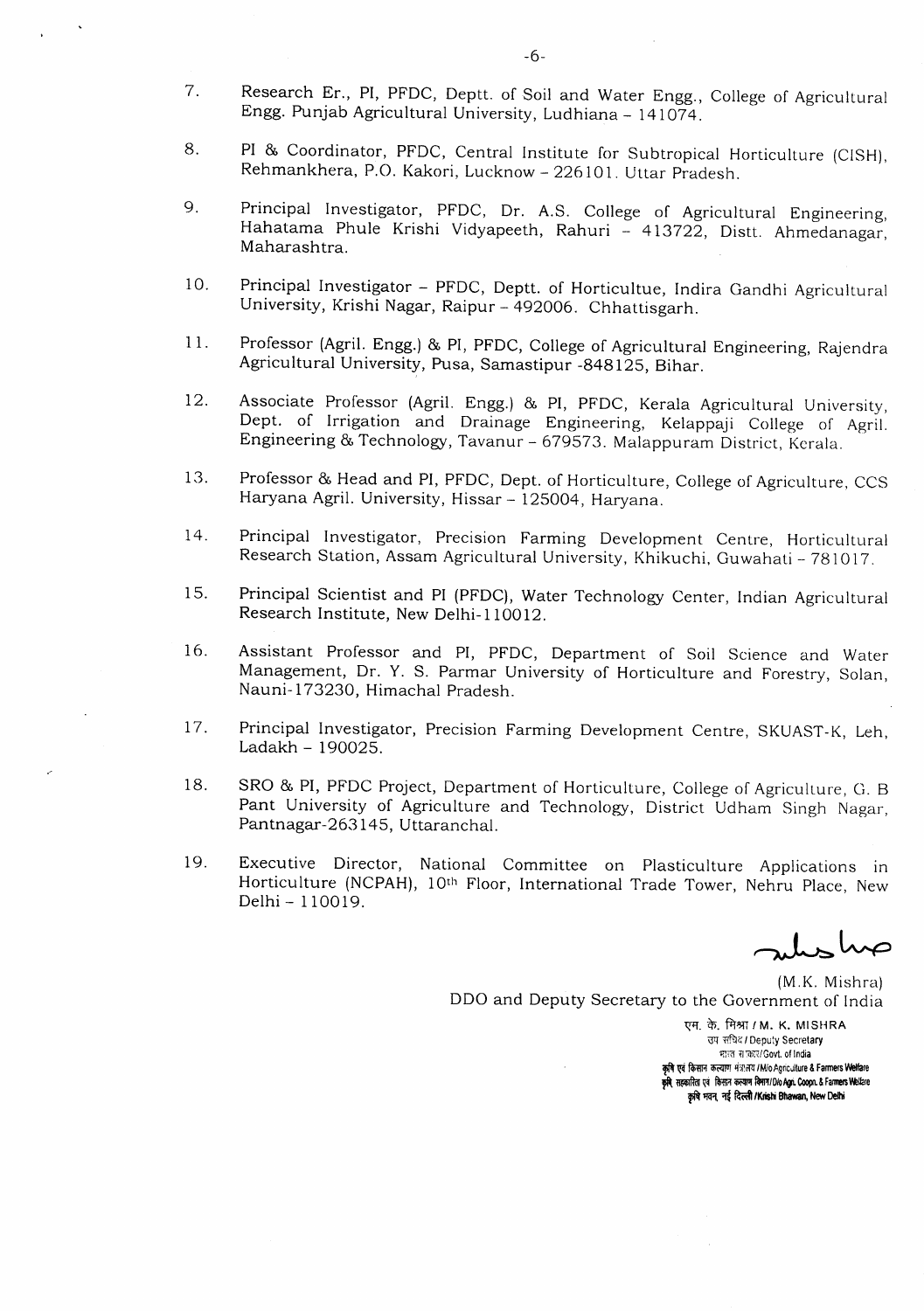7. Research Er., PI, PFDC, Deptt. of Soil and Water Engg., College of Agricultural Engg. Punjab Agricultural University, Ludhiana – 141074.

8. PI & Coordinator, PFDC, Central Institute for Subtropical Horticulture (CISH), Rehmankhera, P.O. Kakori, Lucknow – 226101. Uttar Pradesh.

9. Principal Investigator, PFDC, Dr. A.S. College of Agricultural Engineering, Hahatama Phule Krishi Vidyapeeth, Rahuri – 413722, Distt. Ahmedanagar, Maharashtra.

10. Principal Investigator – PFDC, Deptt. of Horticultue, Indira Gandhi Agricultural University, Krishi Nagar, Raipur – 492006. Chhattisgarh.

11. Professor (Agril. Engg.) & PI, PFDC, College of Agricultural Engineering, Rajendra Agricultural University, Pusa, Samastipur -848125, Bihar.

12. Associate Professor (Agril. Engg.) & PI, PFDC, Kerala Agricultural University, Dept. of Irrigation and Drainage Engineering, Kelappaji College of Agril. Engineering & Technology, Tavanur – 679573. Malappuram District, Kerala.

13. Professor & Head and PI, PFDC, Dept. of Horticulture, College of Agriculture, CCS Haryana Agril. University, Hissar – 125004, Haryana.

14. Principal Investigator, Precision Farming Development Centre, Horticultural Research Station, Assam Agricultural University, Khikuchi, Guwahati – 781017.

15. Principal Scientist and PI (PFDC), Water Technology Center, Indian Agricultural Research Institute, New Delhi-110012.

16. Assistant Professor and PI, PFDC, Department of Soil Science and Water Management, Dr. Y. S. Parmar University of Horticulture and Forestry, Solan, Nauni-173230, Himachal Pradesh.

17. Principal Investigator, Precision Farming Development Centre, SKUAST-K, Leh, Ladakh – 190025.

18. SRO & PI, PFDC Project, Department of Horticulture, College of Agriculture, G. B Pant University of Agriculture and Technology, District Udham Singh Nagar, Pantnagar-263145, Uttaranchal.

19. Executive Director, National Committee on Plasticulture Applications in Horticulture (NCPAH), 10th Floor, International Trade Tower, Nehru Place, New Delhi – 110019.

(M.K. Mishra)
DDO and Deputy Secretary to the Government of India

एम. के. मिश्रा / M. K. MISHRA
उप सचिव / Deputy Secretary
भारत सरकार/Govt. of India
कृषि एवं किसान कल्याण मंत्रालय / M/o Agriculture & Farmers Welfare
कृषि सहकारिता एवं किसान कल्याण विभाग / D/o Agri. Coopn. & Farmers Welfare
कृषि भवन, नई दिल्ली / Krishi Bhawan, New Delhi